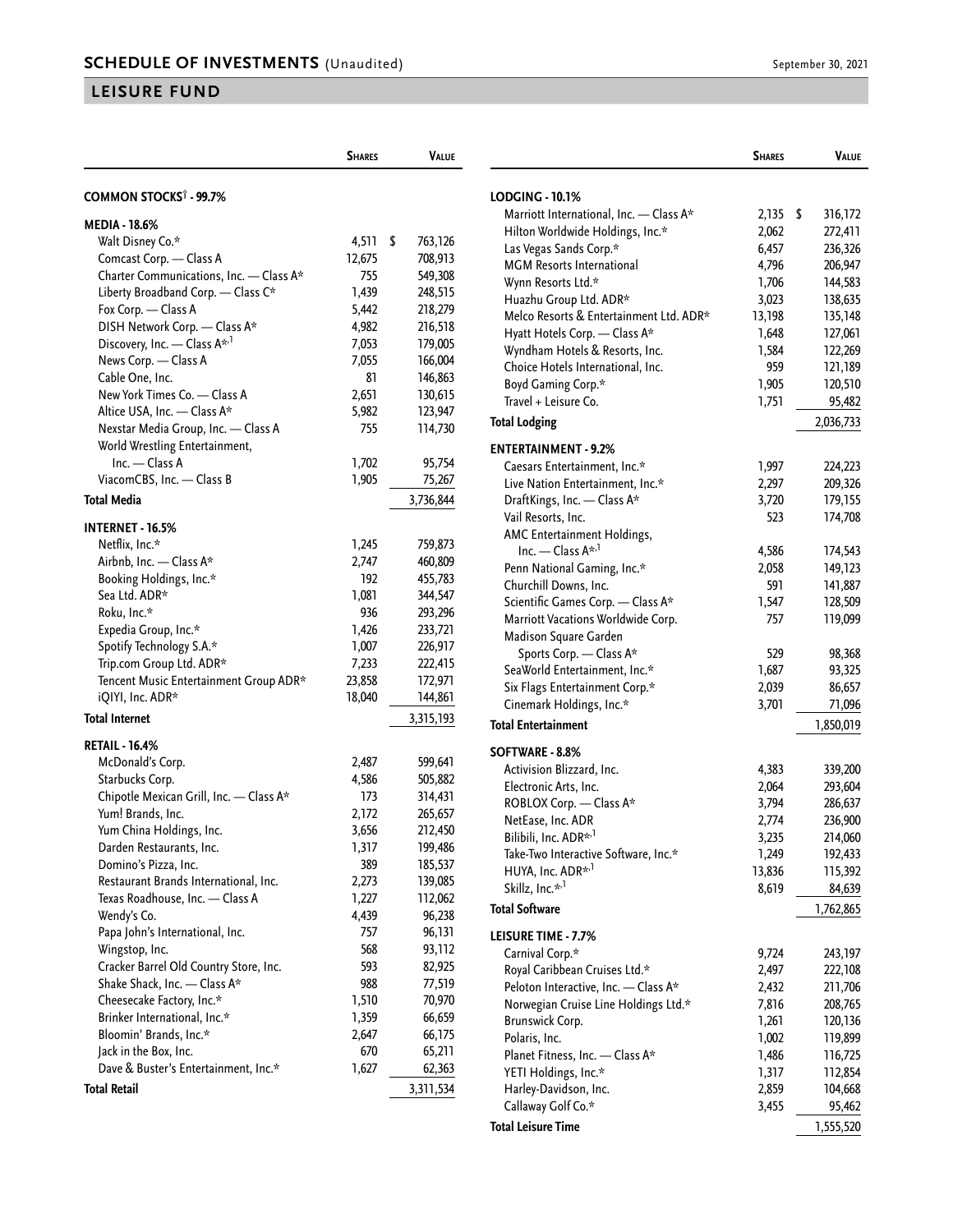# SCHEDULE OF INVESTMENTS (Unaudited)

September 30, 2021

## LEISURE FUND

| | Shares | Value |
|---|---|---|
| **COMMON STOCKS† - 99.7%** | | |
| **MEDIA - 18.6%** | | |
| Walt Disney Co.* | 4,511 | $ 763,126 |
| Comcast Corp. — Class A | 12,675 | 708,913 |
| Charter Communications, Inc. — Class A* | 755 | 549,308 |
| Liberty Broadband Corp. — Class C* | 1,439 | 248,515 |
| Fox Corp. — Class A | 5,442 | 218,279 |
| DISH Network Corp. — Class A* | 4,982 | 216,518 |
| Discovery, Inc. — Class A*,[1] | 7,053 | 179,005 |
| News Corp. — Class A | 7,055 | 166,004 |
| Cable One, Inc. | 81 | 146,863 |
| New York Times Co. — Class A | 2,651 | 130,615 |
| Altice USA, Inc. — Class A* | 5,982 | 123,947 |
| Nexstar Media Group, Inc. — Class A | 755 | 114,730 |
| World Wrestling Entertainment, Inc. — Class A | 1,702 | 95,754 |
| ViacomCBS, Inc. — Class B | 1,905 | 75,267 |
| **Total Media** | | 3,736,844 |
| **INTERNET - 16.5%** | | |
| Netflix, Inc.* | 1,245 | 759,873 |
| Airbnb, Inc. — Class A* | 2,747 | 460,809 |
| Booking Holdings, Inc.* | 192 | 455,783 |
| Sea Ltd. ADR* | 1,081 | 344,547 |
| Roku, Inc.* | 936 | 293,296 |
| Expedia Group, Inc.* | 1,426 | 233,721 |
| Spotify Technology S.A.* | 1,007 | 226,917 |
| Trip.com Group Ltd. ADR* | 7,233 | 222,415 |
| Tencent Music Entertainment Group ADR* | 23,858 | 172,971 |
| iQIYI, Inc. ADR* | 18,040 | 144,861 |
| **Total Internet** | | 3,315,193 |
| **RETAIL - 16.4%** | | |
| McDonald's Corp. | 2,487 | 599,641 |
| Starbucks Corp. | 4,586 | 505,882 |
| Chipotle Mexican Grill, Inc. — Class A* | 173 | 314,431 |
| Yum! Brands, Inc. | 2,172 | 265,657 |
| Yum China Holdings, Inc. | 3,656 | 212,450 |
| Darden Restaurants, Inc. | 1,317 | 199,486 |
| Domino's Pizza, Inc. | 389 | 185,537 |
| Restaurant Brands International, Inc. | 2,273 | 139,085 |
| Texas Roadhouse, Inc. — Class A | 1,227 | 112,062 |
| Wendy's Co. | 4,439 | 96,238 |
| Papa John's International, Inc. | 757 | 96,131 |
| Wingstop, Inc. | 568 | 93,112 |
| Cracker Barrel Old Country Store, Inc. | 593 | 82,925 |
| Shake Shack, Inc. — Class A* | 988 | 77,519 |
| Cheesecake Factory, Inc.* | 1,510 | 70,970 |
| Brinker International, Inc.* | 1,359 | 66,659 |
| Bloomin' Brands, Inc.* | 2,647 | 66,175 |
| Jack in the Box, Inc. | 670 | 65,211 |
| Dave & Buster's Entertainment, Inc.* | 1,627 | 62,363 |
| **Total Retail** | | 3,311,534 |
| **LODGING - 10.1%** | | |
| Marriott International, Inc. — Class A* | 2,135 | $ 316,172 |
| Hilton Worldwide Holdings, Inc.* | 2,062 | 272,411 |
| Las Vegas Sands Corp.* | 6,457 | 236,326 |
| MGM Resorts International | 4,796 | 206,947 |
| Wynn Resorts Ltd.* | 1,706 | 144,583 |
| Huazhu Group Ltd. ADR* | 3,023 | 138,635 |
| Melco Resorts & Entertainment Ltd. ADR* | 13,198 | 135,148 |
| Hyatt Hotels Corp. — Class A* | 1,648 | 127,061 |
| Wyndham Hotels & Resorts, Inc. | 1,584 | 122,269 |
| Choice Hotels International, Inc. | 959 | 121,189 |
| Boyd Gaming Corp.* | 1,905 | 120,510 |
| Travel + Leisure Co. | 1,751 | 95,482 |
| **Total Lodging** | | 2,036,733 |
| **ENTERTAINMENT - 9.2%** | | |
| Caesars Entertainment, Inc.* | 1,997 | 224,223 |
| Live Nation Entertainment, Inc.* | 2,297 | 209,326 |
| DraftKings, Inc. — Class A* | 3,720 | 179,155 |
| Vail Resorts, Inc. | 523 | 174,708 |
| AMC Entertainment Holdings, Inc. — Class A*,[1] | 4,586 | 174,543 |
| Penn National Gaming, Inc.* | 2,058 | 149,123 |
| Churchill Downs, Inc. | 591 | 141,887 |
| Scientific Games Corp. — Class A* | 1,547 | 128,509 |
| Marriott Vacations Worldwide Corp. | 757 | 119,099 |
| Madison Square Garden Sports Corp. — Class A* | 529 | 98,368 |
| SeaWorld Entertainment, Inc.* | 1,687 | 93,325 |
| Six Flags Entertainment Corp.* | 2,039 | 86,657 |
| Cinemark Holdings, Inc.* | 3,701 | 71,096 |
| **Total Entertainment** | | 1,850,019 |
| **SOFTWARE - 8.8%** | | |
| Activision Blizzard, Inc. | 4,383 | 339,200 |
| Electronic Arts, Inc. | 2,064 | 293,604 |
| ROBLOX Corp. — Class A* | 3,794 | 286,637 |
| NetEase, Inc. ADR | 2,774 | 236,900 |
| Bilibili, Inc. ADR*,[1] | 3,235 | 214,060 |
| Take-Two Interactive Software, Inc.* | 1,249 | 192,433 |
| HUYA, Inc. ADR*,[1] | 13,836 | 115,392 |
| Skillz, Inc.*,[1] | 8,619 | 84,639 |
| **Total Software** | | 1,762,865 |
| **LEISURE TIME - 7.7%** | | |
| Carnival Corp.* | 9,724 | 243,197 |
| Royal Caribbean Cruises Ltd.* | 2,497 | 222,108 |
| Peloton Interactive, Inc. — Class A* | 2,432 | 211,706 |
| Norwegian Cruise Line Holdings Ltd.* | 7,816 | 208,765 |
| Brunswick Corp. | 1,261 | 120,136 |
| Polaris, Inc. | 1,002 | 119,899 |
| Planet Fitness, Inc. — Class A* | 1,486 | 116,725 |
| YETI Holdings, Inc.* | 1,317 | 112,854 |
| Harley-Davidson, Inc. | 2,859 | 104,668 |
| Callaway Golf Co.* | 3,455 | 95,462 |
| **Total Leisure Time** | | 1,555,520 |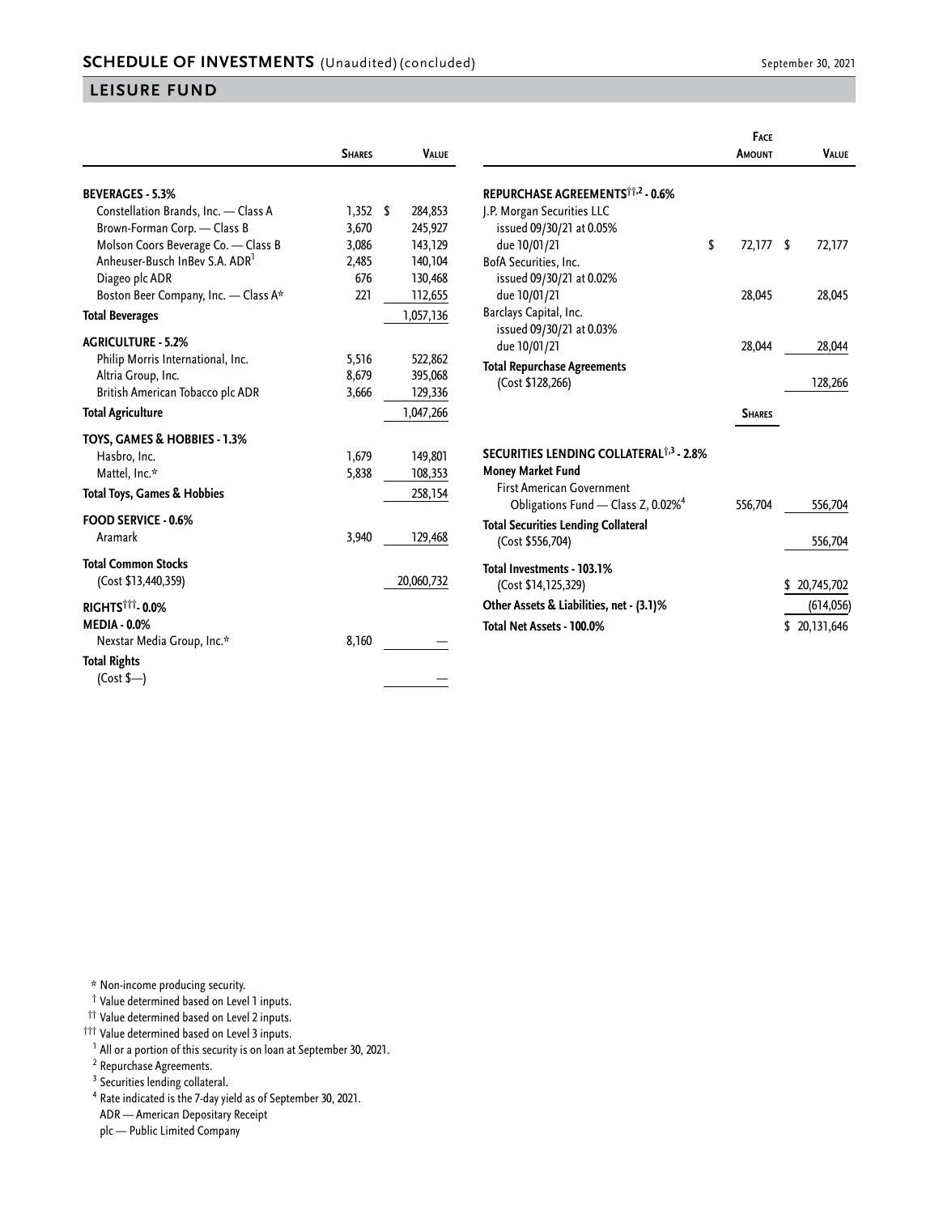## SCHEDULE OF INVESTMENTS (Unaudited) (concluded)

September 30, 2021

## LEISURE FUND

| | Shares | Value |
|---|---|---|
| **BEVERAGES - 5.3%** | | |
| Constellation Brands, Inc. — Class A | 1,352 | $ 284,853 |
| Brown-Forman Corp. — Class B | 3,670 | 245,927 |
| Molson Coors Beverage Co. — Class B | 3,086 | 143,129 |
| Anheuser-Busch InBev S.A. ADR[1] | 2,485 | 140,104 |
| Diageo plc ADR | 676 | 130,468 |
| Boston Beer Company, Inc. — Class A* | 221 | 112,655 |
| **Total Beverages** | | 1,057,136 |
| **AGRICULTURE - 5.2%** | | |
| Philip Morris International, Inc. | 5,516 | 522,862 |
| Altria Group, Inc. | 8,679 | 395,068 |
| British American Tobacco plc ADR | 3,666 | 129,336 |
| **Total Agriculture** | | 1,047,266 |
| **TOYS, GAMES & HOBBIES - 1.3%** | | |
| Hasbro, Inc. | 1,679 | 149,801 |
| Mattel, Inc.* | 5,838 | 108,353 |
| **Total Toys, Games & Hobbies** | | 258,154 |
| **FOOD SERVICE - 0.6%** | | |
| Aramark | 3,940 | 129,468 |
| **Total Common Stocks** (Cost $13,440,359) | | 20,060,732 |
| **RIGHTS††† - 0.0%** | | |
| **MEDIA - 0.0%** | | |
| Nexstar Media Group, Inc.* | 8,160 | — |
| **Total Rights** (Cost $—) | | — |

| | Face Amount | Value |
|---|---|---|
| **REPURCHASE AGREEMENTS††,2 - 0.6%** | | |
| J.P. Morgan Securities LLC issued 09/30/21 at 0.05% due 10/01/21 | $ 72,177 | $ 72,177 |
| BofA Securities, Inc. issued 09/30/21 at 0.02% due 10/01/21 | 28,045 | 28,045 |
| Barclays Capital, Inc. issued 09/30/21 at 0.03% due 10/01/21 | 28,044 | 28,044 |
| **Total Repurchase Agreements** (Cost $128,266) | | 128,266 |

| | Shares | Value |
|---|---|---|
| **SECURITIES LENDING COLLATERAL†,3 - 2.8%** | | |
| **Money Market Fund** | | |
| First American Government Obligations Fund — Class Z, 0.02%[4] | 556,704 | 556,704 |
| **Total Securities Lending Collateral** (Cost $556,704) | | 556,704 |
| **Total Investments - 103.1%** (Cost $14,125,329) | | $ 20,745,702 |
| **Other Assets & Liabilities, net - (3.1)%** | | (614,056) |
| **Total Net Assets - 100.0%** | | $ 20,131,646 |

\* Non-income producing security.

† Value determined based on Level 1 inputs.

†† Value determined based on Level 2 inputs.

††† Value determined based on Level 3 inputs.

1 All or a portion of this security is on loan at September 30, 2021.

2 Repurchase Agreements.

3 Securities lending collateral.

4 Rate indicated is the 7-day yield as of September 30, 2021.

ADR — American Depositary Receipt

plc — Public Limited Company